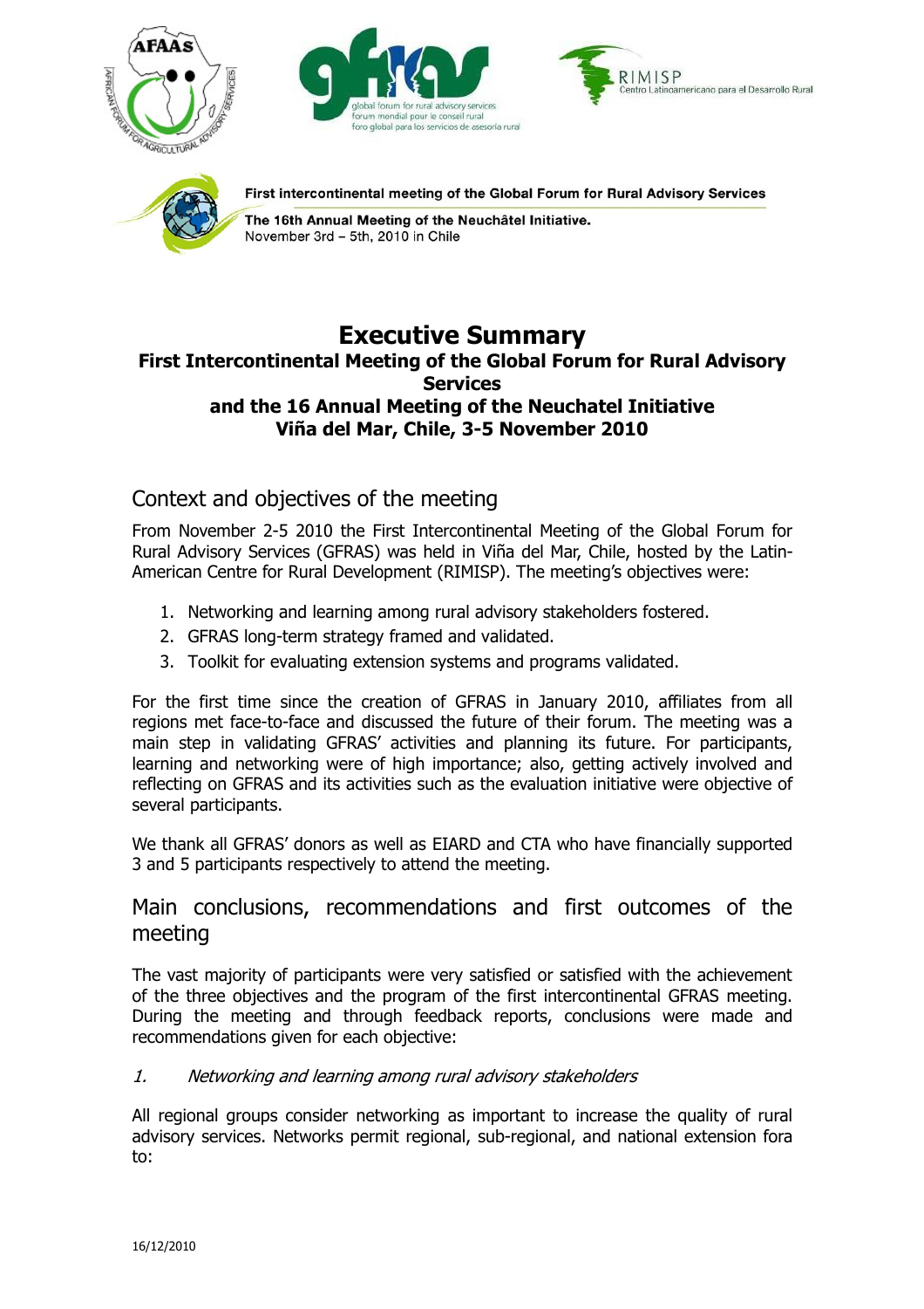First intercontinental meeting of the Global Forum for Rural Advisory Services

**The 16th Annual Meeting of the Neuchâtel Initiative.**
November 3rd – 5th, 2010 in Chile

# Executive Summary

### First Intercontinental Meeting of the Global Forum for Rural Advisory Services and the 16 Annual Meeting of the Neuchatel Initiative Viña del Mar, Chile, 3-5 November 2010

## Context and objectives of the meeting

From November 2-5 2010 the First Intercontinental Meeting of the Global Forum for Rural Advisory Services (GFRAS) was held in Viña del Mar, Chile, hosted by the Latin-American Centre for Rural Development (RIMISP). The meeting's objectives were:

1. Networking and learning among rural advisory stakeholders fostered.
2. GFRAS long-term strategy framed and validated.
3. Toolkit for evaluating extension systems and programs validated.

For the first time since the creation of GFRAS in January 2010, affiliates from all regions met face-to-face and discussed the future of their forum. The meeting was a main step in validating GFRAS' activities and planning its future. For participants, learning and networking were of high importance; also, getting actively involved and reflecting on GFRAS and its activities such as the evaluation initiative were objective of several participants.

We thank all GFRAS' donors as well as EIARD and CTA who have financially supported 3 and 5 participants respectively to attend the meeting.

## Main conclusions, recommendations and first outcomes of the meeting

The vast majority of participants were very satisfied or satisfied with the achievement of the three objectives and the program of the first intercontinental GFRAS meeting. During the meeting and through feedback reports, conclusions were made and recommendations given for each objective:

*1. Networking and learning among rural advisory stakeholders*

All regional groups consider networking as important to increase the quality of rural advisory services. Networks permit regional, sub-regional, and national extension fora to: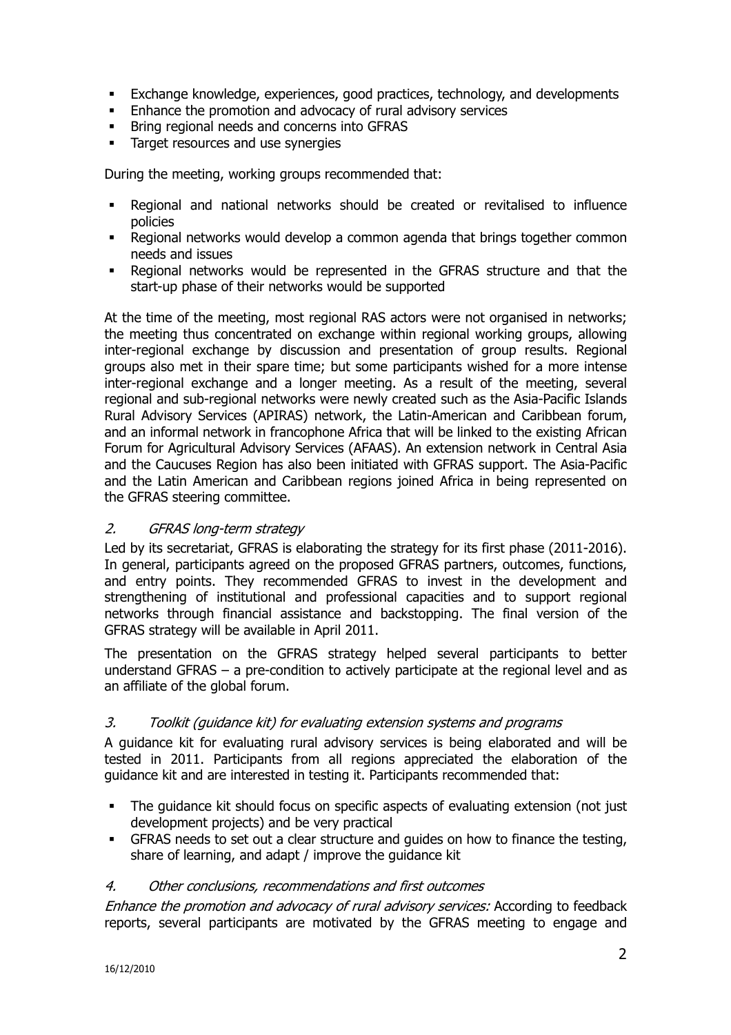- Exchange knowledge, experiences, good practices, technology, and developments
- Enhance the promotion and advocacy of rural advisory services
- Bring regional needs and concerns into GFRAS
- Target resources and use synergies

During the meeting, working groups recommended that:

- Regional and national networks should be created or revitalised to influence policies
- Regional networks would develop a common agenda that brings together common needs and issues
- Regional networks would be represented in the GFRAS structure and that the start-up phase of their networks would be supported

At the time of the meeting, most regional RAS actors were not organised in networks; the meeting thus concentrated on exchange within regional working groups, allowing inter-regional exchange by discussion and presentation of group results. Regional groups also met in their spare time; but some participants wished for a more intense inter-regional exchange and a longer meeting. As a result of the meeting, several regional and sub-regional networks were newly created such as the Asia-Pacific Islands Rural Advisory Services (APIRAS) network, the Latin-American and Caribbean forum, and an informal network in francophone Africa that will be linked to the existing African Forum for Agricultural Advisory Services (AFAAS). An extension network in Central Asia and the Caucuses Region has also been initiated with GFRAS support. The Asia-Pacific and the Latin American and Caribbean regions joined Africa in being represented on the GFRAS steering committee.

### 2. *GFRAS long-term strategy*

Led by its secretariat, GFRAS is elaborating the strategy for its first phase (2011-2016). In general, participants agreed on the proposed GFRAS partners, outcomes, functions, and entry points. They recommended GFRAS to invest in the development and strengthening of institutional and professional capacities and to support regional networks through financial assistance and backstopping. The final version of the GFRAS strategy will be available in April 2011.

The presentation on the GFRAS strategy helped several participants to better understand GFRAS – a pre-condition to actively participate at the regional level and as an affiliate of the global forum.

### 3. *Toolkit (guidance kit) for evaluating extension systems and programs*

A guidance kit for evaluating rural advisory services is being elaborated and will be tested in 2011. Participants from all regions appreciated the elaboration of the guidance kit and are interested in testing it. Participants recommended that:

- The guidance kit should focus on specific aspects of evaluating extension (not just development projects) and be very practical
- GFRAS needs to set out a clear structure and guides on how to finance the testing, share of learning, and adapt / improve the guidance kit

### 4. *Other conclusions, recommendations and first outcomes*

*Enhance the promotion and advocacy of rural advisory services:* According to feedback reports, several participants are motivated by the GFRAS meeting to engage and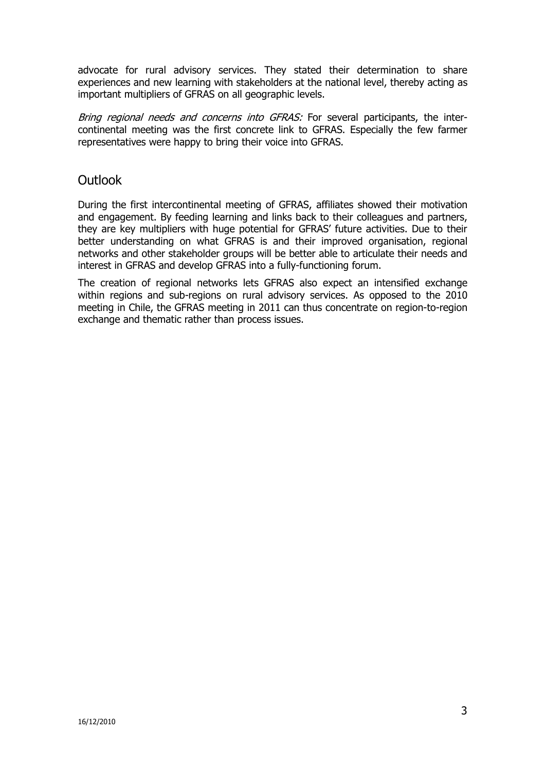advocate for rural advisory services. They stated their determination to share experiences and new learning with stakeholders at the national level, thereby acting as important multipliers of GFRAS on all geographic levels.

*Bring regional needs and concerns into GFRAS:* For several participants, the inter-continental meeting was the first concrete link to GFRAS. Especially the few farmer representatives were happy to bring their voice into GFRAS.

## Outlook

During the first intercontinental meeting of GFRAS, affiliates showed their motivation and engagement. By feeding learning and links back to their colleagues and partners, they are key multipliers with huge potential for GFRAS' future activities. Due to their better understanding on what GFRAS is and their improved organisation, regional networks and other stakeholder groups will be better able to articulate their needs and interest in GFRAS and develop GFRAS into a fully-functioning forum.

The creation of regional networks lets GFRAS also expect an intensified exchange within regions and sub-regions on rural advisory services. As opposed to the 2010 meeting in Chile, the GFRAS meeting in 2011 can thus concentrate on region-to-region exchange and thematic rather than process issues.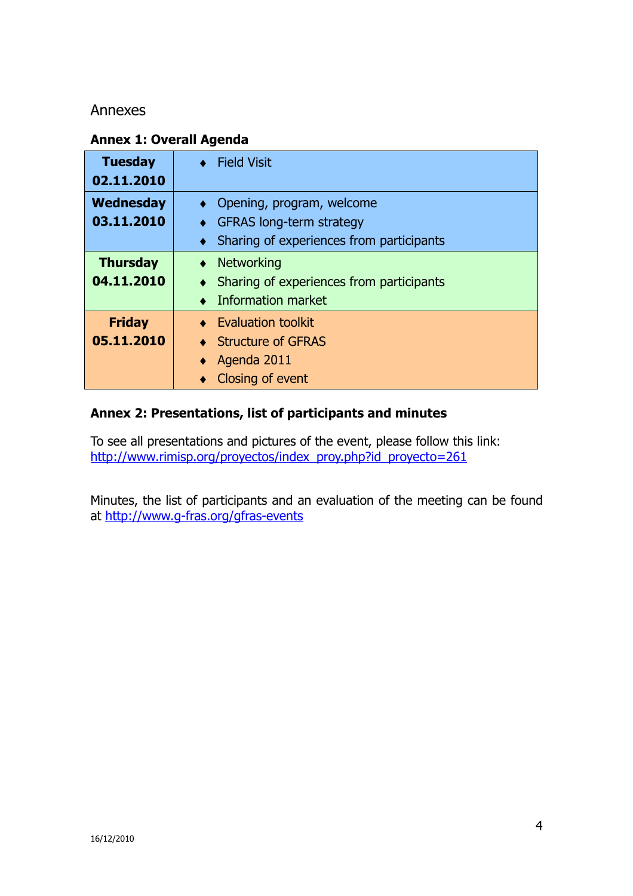Annexes

**Annex 1: Overall Agenda**

| | |
|---|---|
| **Tuesday 02.11.2010** | ♦ Field Visit |
| **Wednesday 03.11.2010** | ♦ Opening, program, welcome<br>♦ GFRAS long-term strategy<br>♦ Sharing of experiences from participants |
| **Thursday 04.11.2010** | ♦ Networking<br>♦ Sharing of experiences from participants<br>♦ Information market |
| **Friday 05.11.2010** | ♦ Evaluation toolkit<br>♦ Structure of GFRAS<br>♦ Agenda 2011<br>♦ Closing of event |

**Annex 2: Presentations, list of participants and minutes**

To see all presentations and pictures of the event, please follow this link: http://www.rimisp.org/proyectos/index_proy.php?id_proyecto=261

Minutes, the list of participants and an evaluation of the meeting can be found at http://www.g-fras.org/gfras-events

16/12/2010